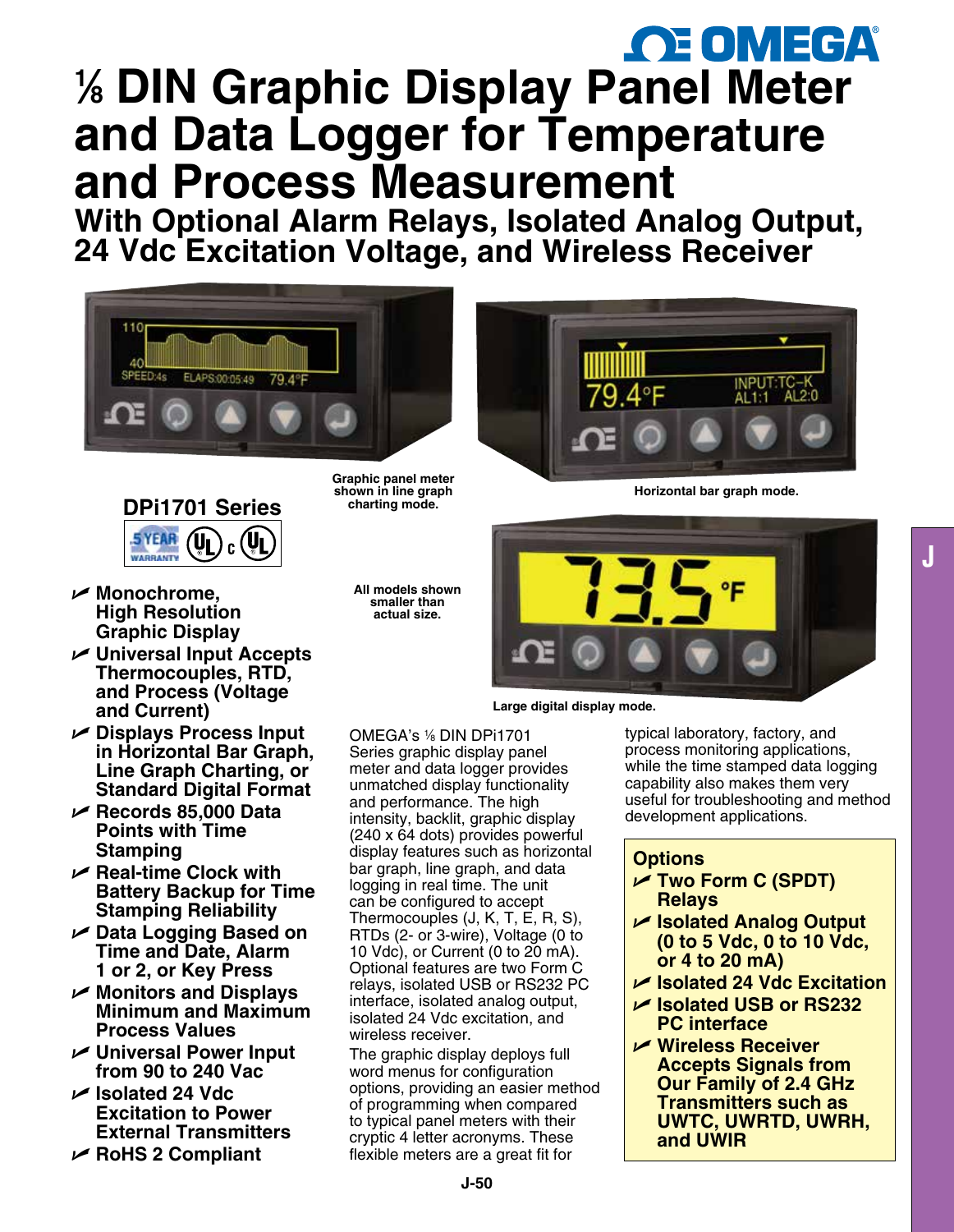# ⅛ DIN Graphic Display Panel Meter and Data Logger for Temperature and Process Measurement

## With Optional Alarm Relays, Isolated Analog Output, 24 Vdc Excitation Voltage, and Wireless Receiver

Graphic panel meter shown in line graph charting mode.

Horizontal bar graph mode.

All models shown smaller than actual size.

Large digital display mode.

## DPi1701 Series

- **Monochrome, High Resolution Graphic Display**
- **Universal Input Accepts Thermocouples, RTD, and Process (Voltage and Current)**
- **Displays Process Input in Horizontal Bar Graph, Line Graph Charting, or Standard Digital Format**
- **Records 85,000 Data Points with Time Stamping**
- **Real-time Clock with Battery Backup for Time Stamping Reliability**
- **Data Logging Based on Time and Date, Alarm 1 or 2, or Key Press**
- **Monitors and Displays Minimum and Maximum Process Values**
- **Universal Power Input from 90 to 240 Vac**
- **Isolated 24 Vdc Excitation to Power External Transmitters**
- **RoHS 2 Compliant**

OMEGA's ⅛ DIN DPi1701 Series graphic display panel meter and data logger provides unmatched display functionality and performance. The high intensity, backlit, graphic display (240 x 64 dots) provides powerful display features such as horizontal bar graph, line graph, and data logging in real time. The unit can be configured to accept Thermocouples (J, K, T, E, R, S), RTDs (2- or 3-wire), Voltage (0 to 10 Vdc), or Current (0 to 20 mA). Optional features are two Form C relays, isolated USB or RS232 PC interface, isolated analog output, isolated 24 Vdc excitation, and wireless receiver.

The graphic display deploys full word menus for configuration options, providing an easier method of programming when compared to typical panel meters with their cryptic 4 letter acronyms. These flexible meters are a great fit for typical laboratory, factory, and process monitoring applications, while the time stamped data logging capability also makes them very useful for troubleshooting and method development applications.

### Options

- **Two Form C (SPDT) Relays**
- **Isolated Analog Output (0 to 5 Vdc, 0 to 10 Vdc, or 4 to 20 mA)**
- **Isolated 24 Vdc Excitation**
- **Isolated USB or RS232 PC interface**
- **Wireless Receiver Accepts Signals from Our Family of 2.4 GHz Transmitters such as UWTC, UWRTD, UWRH, and UWIR**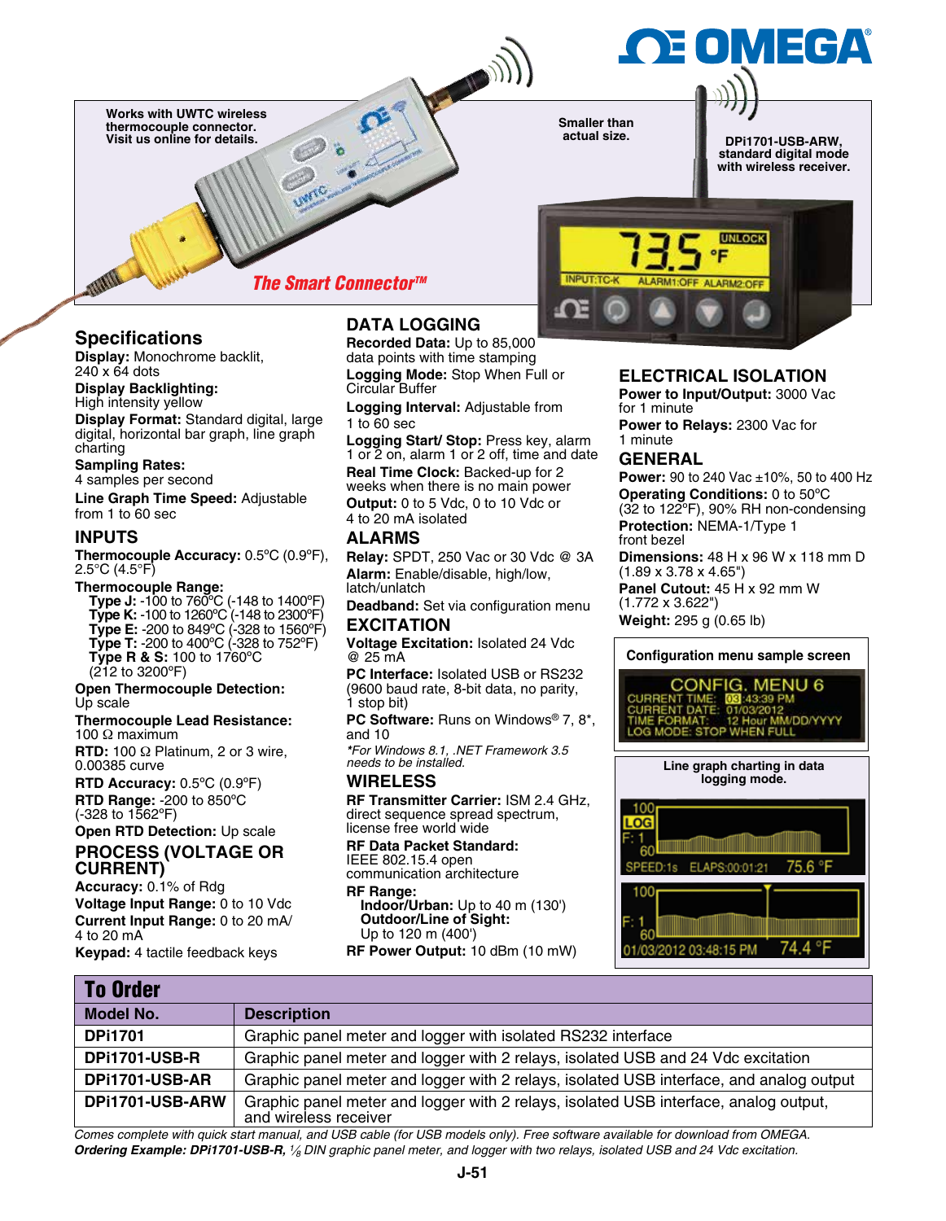Works with UWTC wireless thermocouple connector. Visit us online for details.

*The Smart Connector™*

Smaller than actual size.

DPi1701-USB-ARW, standard digital mode with wireless receiver.

## Specifications

**Display:** Monochrome backlit, 240 x 64 dots

**Display Backlighting:** High intensity yellow

**Display Format:** Standard digital, large digital, horizontal bar graph, line graph charting

**Sampling Rates:** 4 samples per second

**Line Graph Time Speed:** Adjustable from 1 to 60 sec

### INPUTS

**Thermocouple Accuracy:** 0.5°C (0.9°F), 2.5°C (4.5°F)

**Thermocouple Range:**
- **Type J:** -100 to 760°C (-148 to 1400°F)
- **Type K:** -100 to 1260°C (-148 to 2300°F)
- **Type E:** -200 to 849°C (-328 to 1560°F)
- **Type T:** -200 to 400°C (-328 to 752°F)
- **Type R & S:** 100 to 1760°C (212 to 3200°F)

**Open Thermocouple Detection:** Up scale

**Thermocouple Lead Resistance:** 100 Ω maximum

**RTD:** 100 Ω Platinum, 2 or 3 wire, 0.00385 curve

**RTD Accuracy:** 0.5°C (0.9°F)

**RTD Range:** -200 to 850°C (-328 to 1562°F)

**Open RTD Detection:** Up scale

### PROCESS (VOLTAGE OR CURRENT)

**Accuracy:** 0.1% of Rdg

**Voltage Input Range:** 0 to 10 Vdc

**Current Input Range:** 0 to 20 mA/ 4 to 20 mA

**Keypad:** 4 tactile feedback keys

### DATA LOGGING

**Recorded Data:** Up to 85,000 data points with time stamping

**Logging Mode:** Stop When Full or Circular Buffer

**Logging Interval:** Adjustable from 1 to 60 sec

**Logging Start/ Stop:** Press key, alarm 1 or 2 on, alarm 1 or 2 off, time and date

**Real Time Clock:** Backed-up for 2 weeks when there is no main power

**Output:** 0 to 5 Vdc, 0 to 10 Vdc or 4 to 20 mA isolated

### ALARMS

**Relay:** SPDT, 250 Vac or 30 Vdc @ 3A

**Alarm:** Enable/disable, high/low, latch/unlatch

**Deadband:** Set via configuration menu

### EXCITATION

**Voltage Excitation:** Isolated 24 Vdc @ 25 mA

**PC Interface:** Isolated USB or RS232 (9600 baud rate, 8-bit data, no parity, 1 stop bit)

**PC Software:** Runs on Windows® 7, 8*, and 10

*\*For Windows 8.1, .NET Framework 3.5 needs to be installed.*

### WIRELESS

**RF Transmitter Carrier:** ISM 2.4 GHz, direct sequence spread spectrum, license free world wide

**RF Data Packet Standard:** IEEE 802.15.4 open communication architecture

**RF Range:**
- **Indoor/Urban:** Up to 40 m (130')
- **Outdoor/Line of Sight:** Up to 120 m (400')

**RF Power Output:** 10 dBm (10 mW)

### ELECTRICAL ISOLATION

**Power to Input/Output:** 3000 Vac for 1 minute

**Power to Relays:** 2300 Vac for 1 minute

### GENERAL

**Power:** 90 to 240 Vac ±10%, 50 to 400 Hz

**Operating Conditions:** 0 to 50°C (32 to 122°F), 90% RH non-condensing

**Protection:** NEMA-1/Type 1 front bezel

**Dimensions:** 48 H x 96 W x 118 mm D (1.89 x 3.78 x 4.65")

**Panel Cutout:** 45 H x 92 mm W (1.772 x 3.622")

**Weight:** 295 g (0.65 lb)

Configuration menu sample screen

Line graph charting in data logging mode.

## To Order

| Model No. | Description |
|---|---|
| **DPi1701** | Graphic panel meter and logger with isolated RS232 interface |
| **DPi1701-USB-R** | Graphic panel meter and logger with 2 relays, isolated USB and 24 Vdc excitation |
| **DPi1701-USB-AR** | Graphic panel meter and logger with 2 relays, isolated USB interface, and analog output |
| **DPi1701-USB-ARW** | Graphic panel meter and logger with 2 relays, isolated USB interface, analog output, and wireless receiver |

*Comes complete with quick start manual, and USB cable (for USB models only). Free software available for download from OMEGA.*
***Ordering Example: DPi1701-USB-R,** 1/8 DIN graphic panel meter, and logger with two relays, isolated USB and 24 Vdc excitation.*